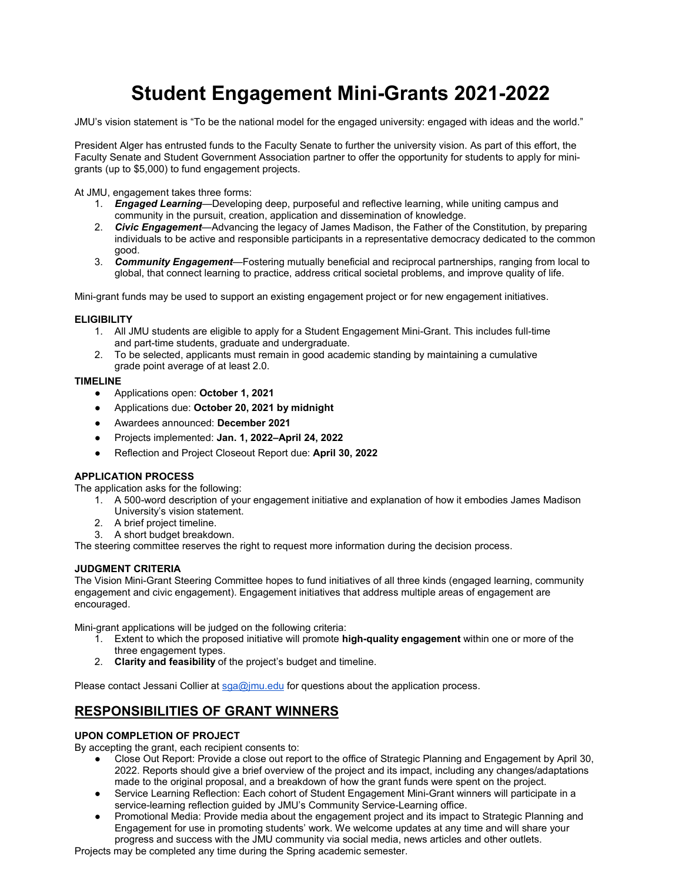# Student Engagement Mini-Grants 2021-2022

JMU's vision statement is "To be the national model for the engaged university: engaged with ideas and the world."

President Alger has entrusted funds to the Faculty Senate to further the university vision. As part of this effort, the Faculty Senate and Student Government Association partner to offer the opportunity for students to apply for mini-grants (up to $5,000) to fund engagement projects.

At JMU, engagement takes three forms:

1. ***Engaged Learning***—Developing deep, purposeful and reflective learning, while uniting campus and community in the pursuit, creation, application and dissemination of knowledge.
2. ***Civic Engagement***—Advancing the legacy of James Madison, the Father of the Constitution, by preparing individuals to be active and responsible participants in a representative democracy dedicated to the common good.
3. ***Community Engagement***—Fostering mutually beneficial and reciprocal partnerships, ranging from local to global, that connect learning to practice, address critical societal problems, and improve quality of life.

Mini-grant funds may be used to support an existing engagement project or for new engagement initiatives.

**ELIGIBILITY**

1. All JMU students are eligible to apply for a Student Engagement Mini-Grant. This includes full-time and part-time students, graduate and undergraduate.
2. To be selected, applicants must remain in good academic standing by maintaining a cumulative grade point average of at least 2.0.

**TIMELINE**

- Applications open: **October 1, 2021**
- Applications due: **October 20, 2021 by midnight**
- Awardees announced: **December 2021**
- Projects implemented: **Jan. 1, 2022–April 24, 2022**
- Reflection and Project Closeout Report due: **April 30, 2022**

**APPLICATION PROCESS**

The application asks for the following:

1. A 500-word description of your engagement initiative and explanation of how it embodies James Madison University's vision statement.
2. A brief project timeline.
3. A short budget breakdown.

The steering committee reserves the right to request more information during the decision process.

**JUDGMENT CRITERIA**

The Vision Mini-Grant Steering Committee hopes to fund initiatives of all three kinds (engaged learning, community engagement and civic engagement). Engagement initiatives that address multiple areas of engagement are encouraged.

Mini-grant applications will be judged on the following criteria:

1. Extent to which the proposed initiative will promote **high-quality engagement** within one or more of the three engagement types.
2. **Clarity and feasibility** of the project's budget and timeline.

Please contact Jessani Collier at sga@jmu.edu for questions about the application process.

## RESPONSIBILITIES OF GRANT WINNERS

**UPON COMPLETION OF PROJECT**

By accepting the grant, each recipient consents to:

- Close Out Report: Provide a close out report to the office of Strategic Planning and Engagement by April 30, 2022. Reports should give a brief overview of the project and its impact, including any changes/adaptations made to the original proposal, and a breakdown of how the grant funds were spent on the project.
- Service Learning Reflection: Each cohort of Student Engagement Mini-Grant winners will participate in a service-learning reflection guided by JMU's Community Service-Learning office.
- Promotional Media: Provide media about the engagement project and its impact to Strategic Planning and Engagement for use in promoting students' work. We welcome updates at any time and will share your progress and success with the JMU community via social media, news articles and other outlets.

Projects may be completed any time during the Spring academic semester.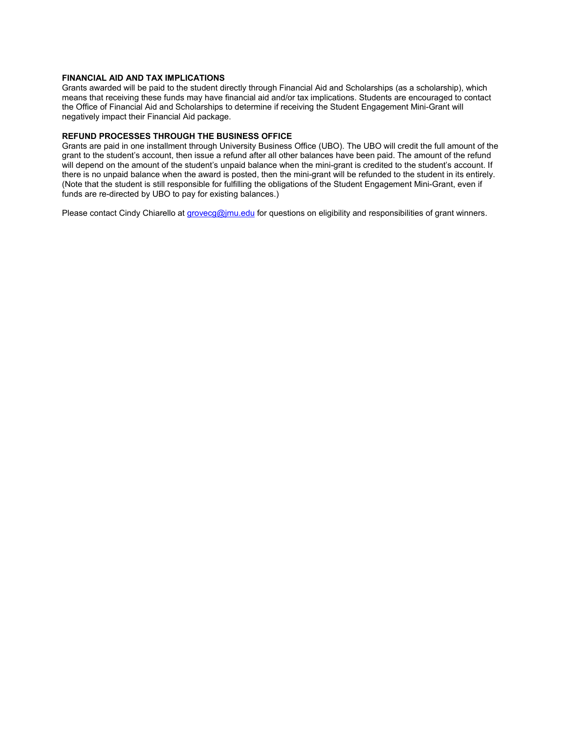**FINANCIAL AID AND TAX IMPLICATIONS**

Grants awarded will be paid to the student directly through Financial Aid and Scholarships (as a scholarship), which means that receiving these funds may have financial aid and/or tax implications. Students are encouraged to contact the Office of Financial Aid and Scholarships to determine if receiving the Student Engagement Mini-Grant will negatively impact their Financial Aid package.

**REFUND PROCESSES THROUGH THE BUSINESS OFFICE**

Grants are paid in one installment through University Business Office (UBO). The UBO will credit the full amount of the grant to the student's account, then issue a refund after all other balances have been paid. The amount of the refund will depend on the amount of the student's unpaid balance when the mini-grant is credited to the student's account. If there is no unpaid balance when the award is posted, then the mini-grant will be refunded to the student in its entirely. (Note that the student is still responsible for fulfilling the obligations of the Student Engagement Mini-Grant, even if funds are re-directed by UBO to pay for existing balances.)

Please contact Cindy Chiarello at [grovecg@jmu.edu](mailto:grovecg@jmu.edu) for questions on eligibility and responsibilities of grant winners.